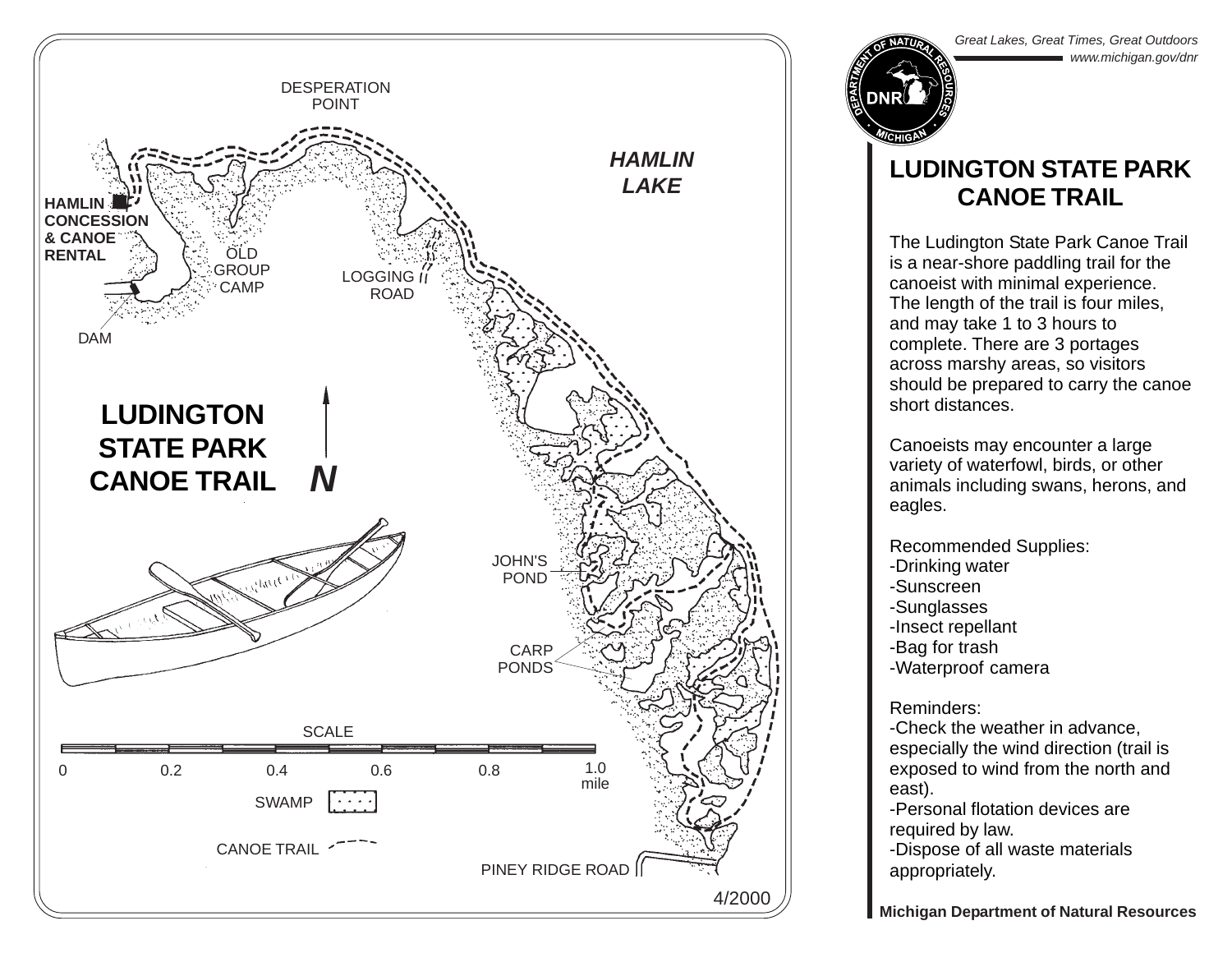Great Lakes, Great Times, Great Outdoors
www.michigan.gov/dnr

DESPERATION POINT

HAMLIN LAKE

HAMLIN CONCESSION & CANOE RENTAL

OLD GROUP CAMP

LOGGING ROAD

DAM

# LUDINGTON STATE PARK CANOE TRAIL

N

JOHN'S POND

CARP PONDS

SCALE

0 0.2 0.4 0.6 0.8 1.0 mile

SWAMP

CANOE TRAIL

PINEY RIDGE ROAD

4/2000

# LUDINGTON STATE PARK CANOE TRAIL

The Ludington State Park Canoe Trail is a near-shore paddling trail for the canoeist with minimal experience. The length of the trail is four miles, and may take 1 to 3 hours to complete. There are 3 portages across marshy areas, so visitors should be prepared to carry the canoe short distances.

Canoeists may encounter a large variety of waterfowl, birds, or other animals including swans, herons, and eagles.

Recommended Supplies:
- Drinking water
- Sunscreen
- Sunglasses
- Insect repellant
- Bag for trash
- Waterproof camera

Reminders:
- Check the weather in advance, especially the wind direction (trail is exposed to wind from the north and east).
- Personal flotation devices are required by law.
- Dispose of all waste materials appropriately.

**Michigan Department of Natural Resources**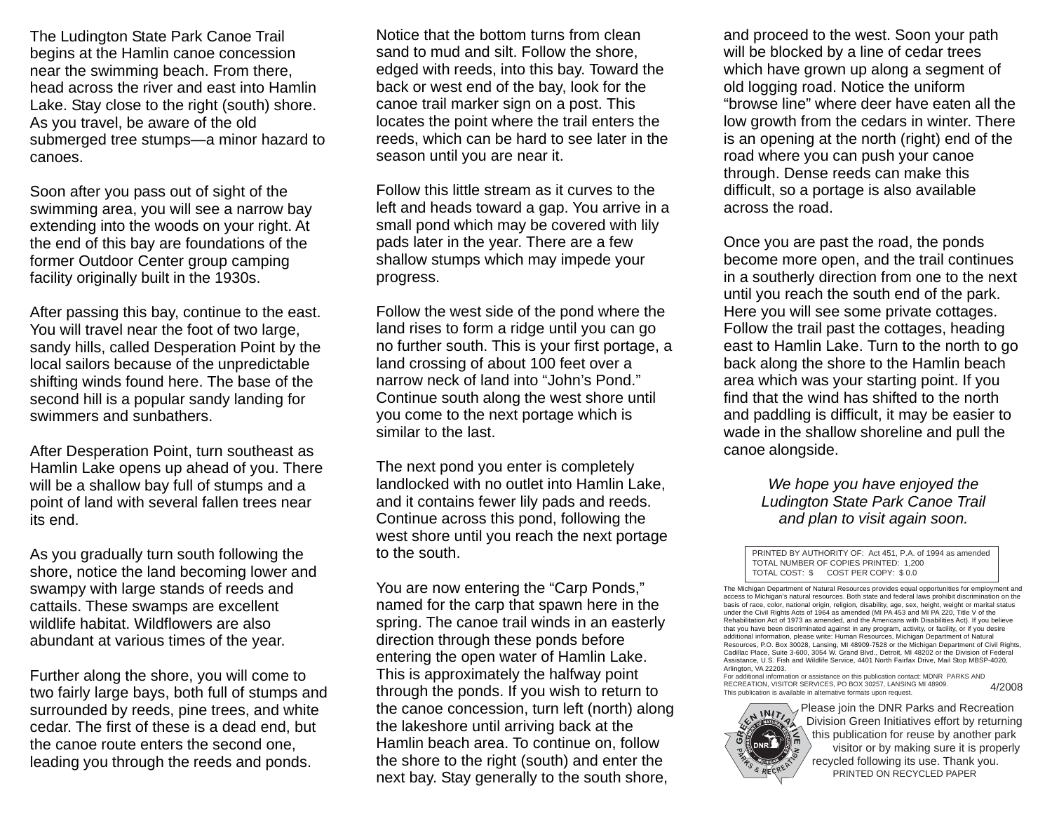The Ludington State Park Canoe Trail begins at the Hamlin canoe concession near the swimming beach. From there, head across the river and east into Hamlin Lake. Stay close to the right (south) shore. As you travel, be aware of the old submerged tree stumps—a minor hazard to canoes.

Soon after you pass out of sight of the swimming area, you will see a narrow bay extending into the woods on your right. At the end of this bay are foundations of the former Outdoor Center group camping facility originally built in the 1930s.

After passing this bay, continue to the east. You will travel near the foot of two large, sandy hills, called Desperation Point by the local sailors because of the unpredictable shifting winds found here. The base of the second hill is a popular sandy landing for swimmers and sunbathers.

After Desperation Point, turn southeast as Hamlin Lake opens up ahead of you. There will be a shallow bay full of stumps and a point of land with several fallen trees near its end.

As you gradually turn south following the shore, notice the land becoming lower and swampy with large stands of reeds and cattails. These swamps are excellent wildlife habitat. Wildflowers are also abundant at various times of the year.

Further along the shore, you will come to two fairly large bays, both full of stumps and surrounded by reeds, pine trees, and white cedar. The first of these is a dead end, but the canoe route enters the second one, leading you through the reeds and ponds.

Notice that the bottom turns from clean sand to mud and silt. Follow the shore, edged with reeds, into this bay. Toward the back or west end of the bay, look for the canoe trail marker sign on a post. This locates the point where the trail enters the reeds, which can be hard to see later in the season until you are near it.

Follow this little stream as it curves to the left and heads toward a gap. You arrive in a small pond which may be covered with lily pads later in the year. There are a few shallow stumps which may impede your progress.

Follow the west side of the pond where the land rises to form a ridge until you can go no further south. This is your first portage, a land crossing of about 100 feet over a narrow neck of land into “John’s Pond.” Continue south along the west shore until you come to the next portage which is similar to the last.

The next pond you enter is completely landlocked with no outlet into Hamlin Lake, and it contains fewer lily pads and reeds. Continue across this pond, following the west shore until you reach the next portage to the south.

You are now entering the “Carp Ponds,” named for the carp that spawn here in the spring. The canoe trail winds in an easterly direction through these ponds before entering the open water of Hamlin Lake. This is approximately the halfway point through the ponds. If you wish to return to the canoe concession, turn left (north) along the lakeshore until arriving back at the Hamlin beach area. To continue on, follow the shore to the right (south) and enter the next bay. Stay generally to the south shore, and proceed to the west. Soon your path will be blocked by a line of cedar trees which have grown up along a segment of old logging road. Notice the uniform “browse line” where deer have eaten all the low growth from the cedars in winter. There is an opening at the north (right) end of the road where you can push your canoe through. Dense reeds can make this difficult, so a portage is also available across the road.

Once you are past the road, the ponds become more open, and the trail continues in a southerly direction from one to the next until you reach the south end of the park. Here you will see some private cottages. Follow the trail past the cottages, heading east to Hamlin Lake. Turn to the north to go back along the shore to the Hamlin beach area which was your starting point. If you find that the wind has shifted to the north and paddling is difficult, it may be easier to wade in the shallow shoreline and pull the canoe alongside.

*We hope you have enjoyed the Ludington State Park Canoe Trail and plan to visit again soon.*

PRINTED BY AUTHORITY OF: Act 451, P.A. of 1994 as amended
TOTAL NUMBER OF COPIES PRINTED: 1,200
TOTAL COST: $ COST PER COPY: $ 0.0

The Michigan Department of Natural Resources provides equal opportunities for employment and access to Michigan’s natural resources. Both state and federal laws prohibit discrimination on the basis of race, color, national origin, religion, disability, age, sex, height, weight or marital status under the Civil Rights Acts of 1964 as amended (MI PA 453 and MI PA 220, Title V of the Rehabilitation Act of 1973 as amended, and the Americans with Disabilities Act). If you believe that you have been discriminated against in any program, activity, or facility, or if you desire additional information, please write: Human Resources, Michigan Department of Natural Resources, P.O. Box 30028, Lansing, MI 48909-7528 or the Michigan Department of Civil Rights, Cadillac Place, Suite 3-600, 3054 W. Grand Blvd., Detroit, MI 48202 or the Division of Federal Assistance, U.S. Fish and Wildlife Service, 4401 North Fairfax Drive, Mail Stop MBSP-4020, Arlington, VA 22203.
For additional information or assistance on this publication contact: MDNR PARKS AND RECREATION, VISITOR SERVICES, PO BOX 30257, LANSING MI 48909.
This publication is available in alternative formats upon request.

4/2008

GREEN INITIATIVE — DNR — PARKS & RECREATION

Please join the DNR Parks and Recreation Division Green Initiatives effort by returning this publication for reuse by another park visitor or by making sure it is properly recycled following its use. Thank you.
PRINTED ON RECYCLED PAPER